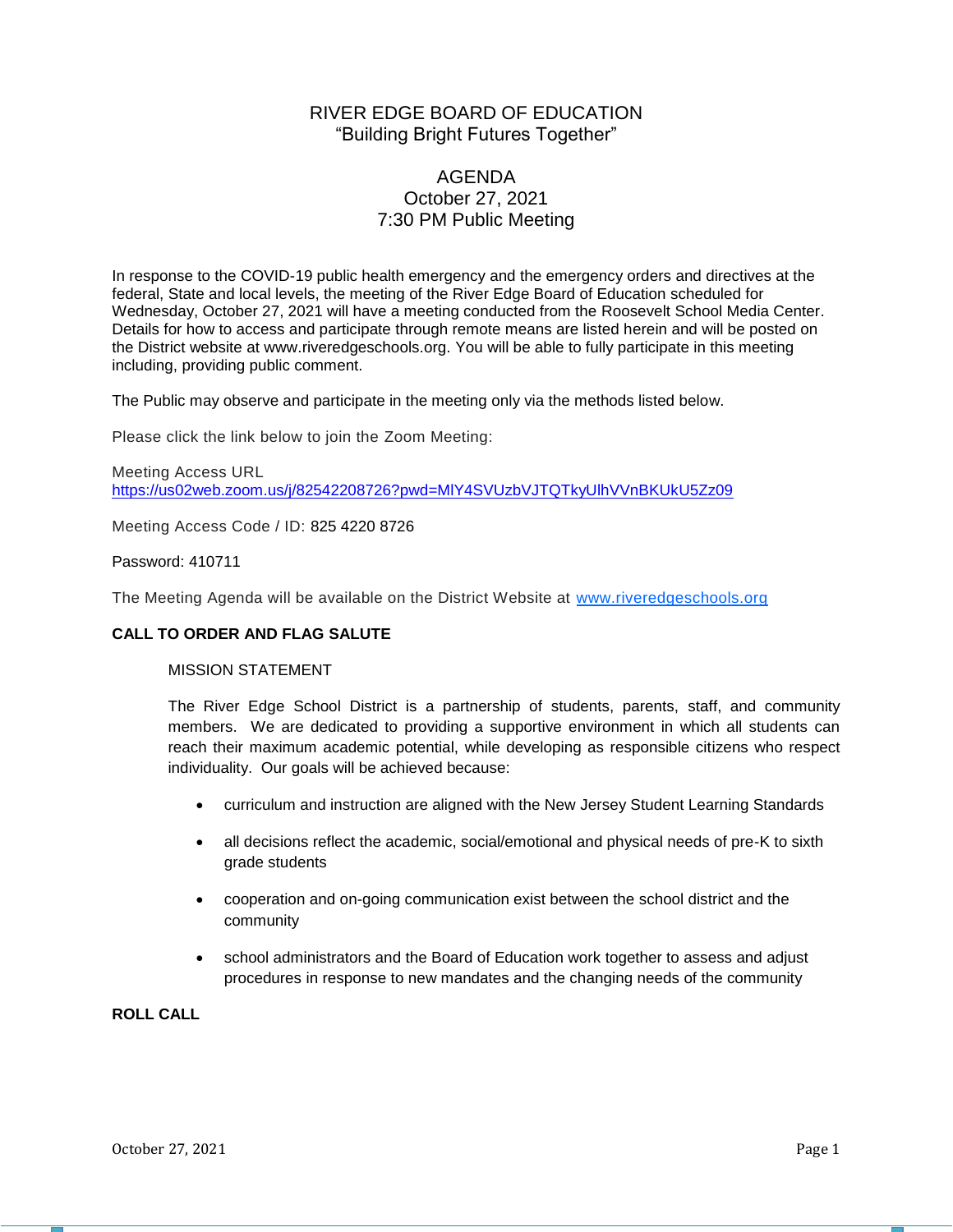# RIVER EDGE BOARD OF EDUCATION

"Building Bright Futures Together"

## AGENDA
## October 27, 2021
## 7:30 PM Public Meeting

In response to the COVID-19 public health emergency and the emergency orders and directives at the federal, State and local levels, the meeting of the River Edge Board of Education scheduled for Wednesday, October 27, 2021 will have a meeting conducted from the Roosevelt School Media Center. Details for how to access and participate through remote means are listed herein and will be posted on the District website at www.riveredgeschools.org. You will be able to fully participate in this meeting including, providing public comment.

The Public may observe and participate in the meeting only via the methods listed below.

Please click the link below to join the Zoom Meeting:

Meeting Access URL
https://us02web.zoom.us/j/82542208726?pwd=MlY4SVUzbVJTQTkyUlhVVnBKUkU5Zz09

Meeting Access Code / ID: 825 4220 8726

Password: 410711

The Meeting Agenda will be available on the District Website at www.riveredgeschools.org

**CALL TO ORDER AND FLAG SALUTE**

MISSION STATEMENT

The River Edge School District is a partnership of students, parents, staff, and community members. We are dedicated to providing a supportive environment in which all students can reach their maximum academic potential, while developing as responsible citizens who respect individuality. Our goals will be achieved because:

- curriculum and instruction are aligned with the New Jersey Student Learning Standards
- all decisions reflect the academic, social/emotional and physical needs of pre-K to sixth grade students
- cooperation and on-going communication exist between the school district and the community
- school administrators and the Board of Education work together to assess and adjust procedures in response to new mandates and the changing needs of the community

**ROLL CALL**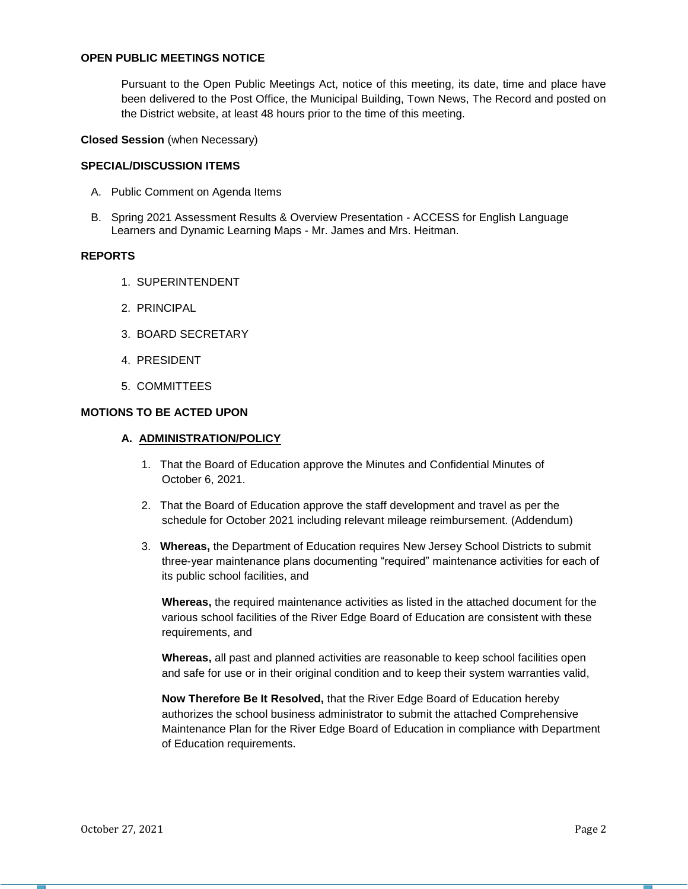**OPEN PUBLIC MEETINGS NOTICE**

Pursuant to the Open Public Meetings Act, notice of this meeting, its date, time and place have been delivered to the Post Office, the Municipal Building, Town News, The Record and posted on the District website, at least 48 hours prior to the time of this meeting.

**Closed Session** (when Necessary)

**SPECIAL/DISCUSSION ITEMS**

A. Public Comment on Agenda Items

B. Spring 2021 Assessment Results & Overview Presentation - ACCESS for English Language Learners and Dynamic Learning Maps - Mr. James and Mrs. Heitman.

**REPORTS**

1. SUPERINTENDENT
2. PRINCIPAL
3. BOARD SECRETARY
4. PRESIDENT
5. COMMITTEES

**MOTIONS TO BE ACTED UPON**

**A. <u>ADMINISTRATION/POLICY</u>**

1. That the Board of Education approve the Minutes and Confidential Minutes of October 6, 2021.

2. That the Board of Education approve the staff development and travel as per the schedule for October 2021 including relevant mileage reimbursement. (Addendum)

3. **Whereas,** the Department of Education requires New Jersey School Districts to submit three-year maintenance plans documenting "required" maintenance activities for each of its public school facilities, and

   **Whereas,** the required maintenance activities as listed in the attached document for the various school facilities of the River Edge Board of Education are consistent with these requirements, and

   **Whereas,** all past and planned activities are reasonable to keep school facilities open and safe for use or in their original condition and to keep their system warranties valid,

   **Now Therefore Be It Resolved,** that the River Edge Board of Education hereby authorizes the school business administrator to submit the attached Comprehensive Maintenance Plan for the River Edge Board of Education in compliance with Department of Education requirements.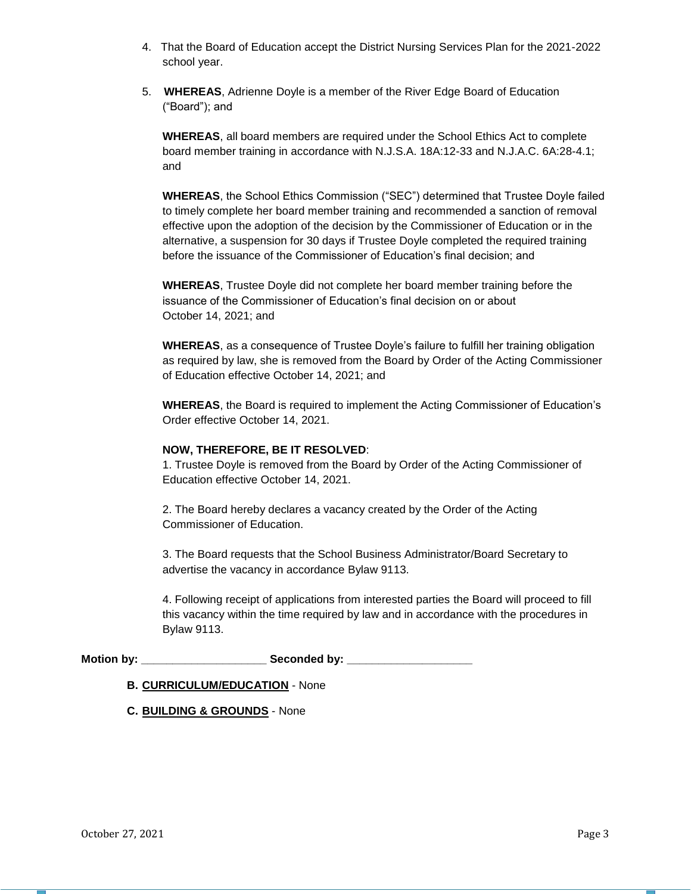4. That the Board of Education accept the District Nursing Services Plan for the 2021-2022 school year.

5. **WHEREAS**, Adrienne Doyle is a member of the River Edge Board of Education ("Board"); and

   **WHEREAS**, all board members are required under the School Ethics Act to complete board member training in accordance with N.J.S.A. 18A:12-33 and N.J.A.C. 6A:28-4.1; and

   **WHEREAS**, the School Ethics Commission ("SEC") determined that Trustee Doyle failed to timely complete her board member training and recommended a sanction of removal effective upon the adoption of the decision by the Commissioner of Education or in the alternative, a suspension for 30 days if Trustee Doyle completed the required training before the issuance of the Commissioner of Education's final decision; and

   **WHEREAS**, Trustee Doyle did not complete her board member training before the issuance of the Commissioner of Education's final decision on or about October 14, 2021; and

   **WHEREAS**, as a consequence of Trustee Doyle's failure to fulfill her training obligation as required by law, she is removed from the Board by Order of the Acting Commissioner of Education effective October 14, 2021; and

   **WHEREAS**, the Board is required to implement the Acting Commissioner of Education's Order effective October 14, 2021.

   **NOW, THEREFORE, BE IT RESOLVED**:

   1. Trustee Doyle is removed from the Board by Order of the Acting Commissioner of Education effective October 14, 2021.

   2. The Board hereby declares a vacancy created by the Order of the Acting Commissioner of Education.

   3. The Board requests that the School Business Administrator/Board Secretary to advertise the vacancy in accordance Bylaw 9113.

   4. Following receipt of applications from interested parties the Board will proceed to fill this vacancy within the time required by law and in accordance with the procedures in Bylaw 9113.

**Motion by:** ____________________ **Seconded by:** ____________________

**B. CURRICULUM/EDUCATION** - None

**C. BUILDING & GROUNDS** - None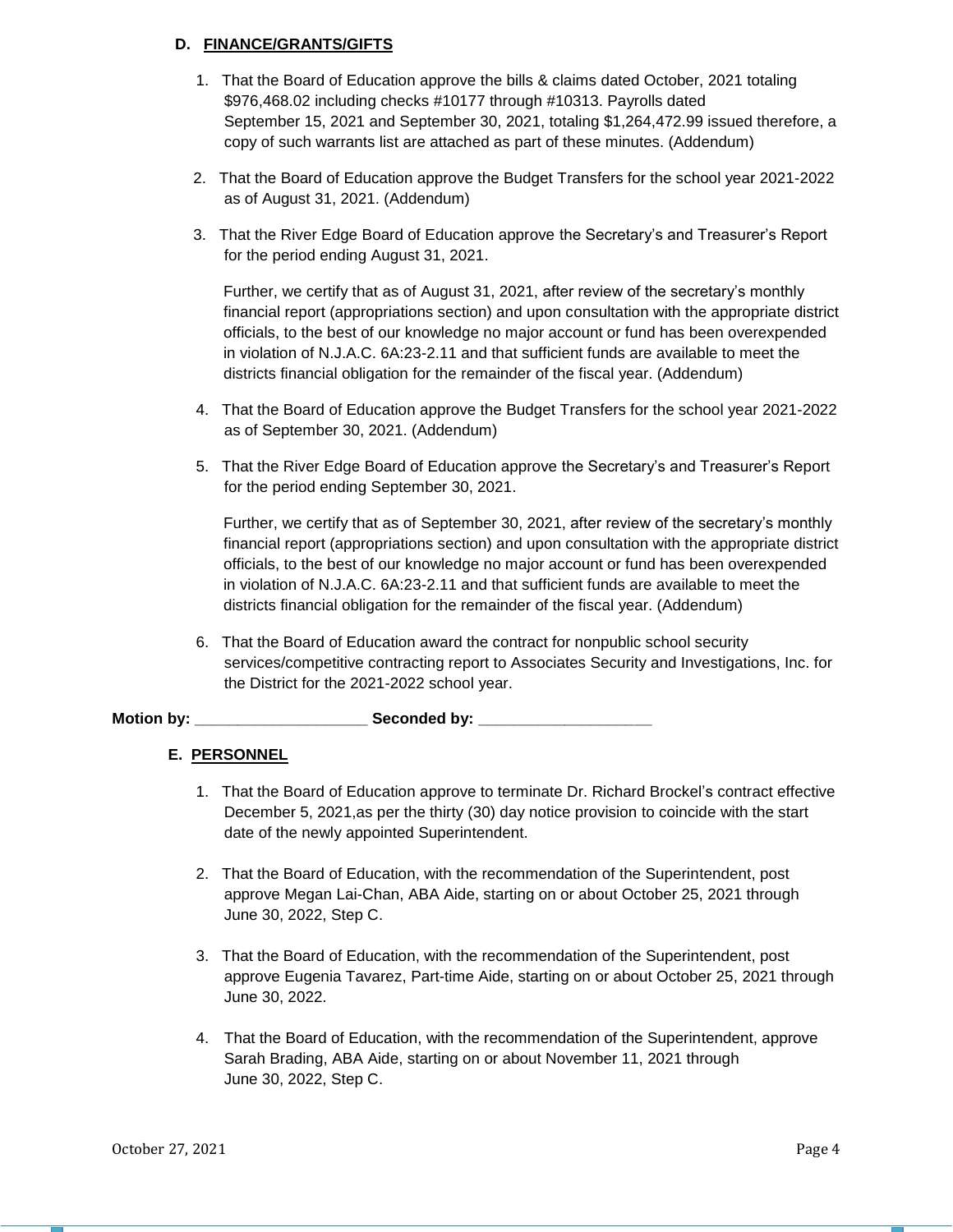### D. FINANCE/GRANTS/GIFTS

1. That the Board of Education approve the bills & claims dated October, 2021 totaling $976,468.02 including checks #10177 through #10313. Payrolls dated September 15, 2021 and September 30, 2021, totaling $1,264,472.99 issued therefore, a copy of such warrants list are attached as part of these minutes. (Addendum)

2. That the Board of Education approve the Budget Transfers for the school year 2021-2022 as of August 31, 2021. (Addendum)

3. That the River Edge Board of Education approve the Secretary's and Treasurer's Report for the period ending August 31, 2021.

   Further, we certify that as of August 31, 2021, after review of the secretary's monthly financial report (appropriations section) and upon consultation with the appropriate district officials, to the best of our knowledge no major account or fund has been overexpended in violation of N.J.A.C. 6A:23-2.11 and that sufficient funds are available to meet the districts financial obligation for the remainder of the fiscal year. (Addendum)

4. That the Board of Education approve the Budget Transfers for the school year 2021-2022 as of September 30, 2021. (Addendum)

5. That the River Edge Board of Education approve the Secretary's and Treasurer's Report for the period ending September 30, 2021.

   Further, we certify that as of September 30, 2021, after review of the secretary's monthly financial report (appropriations section) and upon consultation with the appropriate district officials, to the best of our knowledge no major account or fund has been overexpended in violation of N.J.A.C. 6A:23-2.11 and that sufficient funds are available to meet the districts financial obligation for the remainder of the fiscal year. (Addendum)

6. That the Board of Education award the contract for nonpublic school security services/competitive contracting report to Associates Security and Investigations, Inc. for the District for the 2021-2022 school year.

**Motion by: ____________________ Seconded by: ____________________**

### E. PERSONNEL

1. That the Board of Education approve to terminate Dr. Richard Brockel's contract effective December 5, 2021,as per the thirty (30) day notice provision to coincide with the start date of the newly appointed Superintendent.

2. That the Board of Education, with the recommendation of the Superintendent, post approve Megan Lai-Chan, ABA Aide, starting on or about October 25, 2021 through June 30, 2022, Step C.

3. That the Board of Education, with the recommendation of the Superintendent, post approve Eugenia Tavarez, Part-time Aide, starting on or about October 25, 2021 through June 30, 2022.

4. That the Board of Education, with the recommendation of the Superintendent, approve Sarah Brading, ABA Aide, starting on or about November 11, 2021 through June 30, 2022, Step C.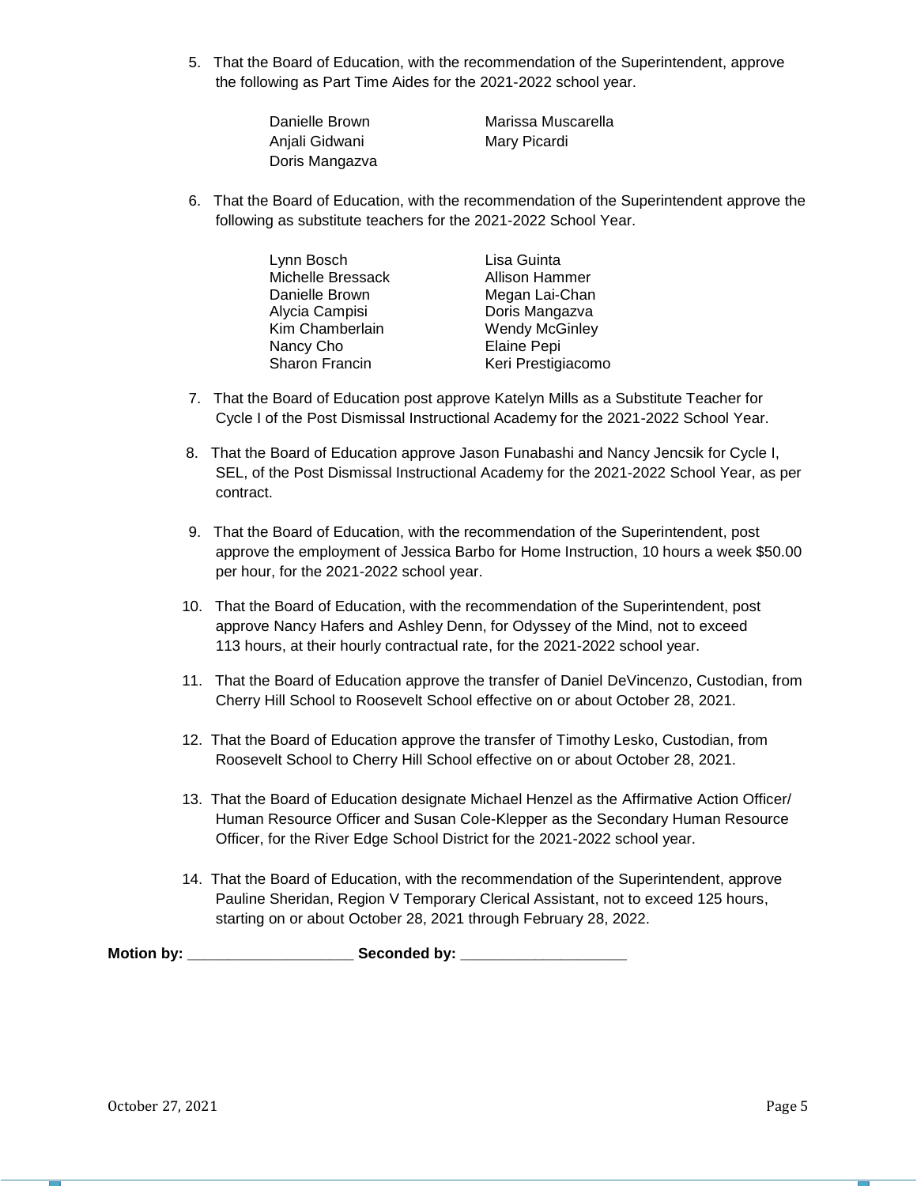5. That the Board of Education, with the recommendation of the Superintendent, approve the following as Part Time Aides for the 2021-2022 school year.

| | |
|---|---|
| Danielle Brown | Marissa Muscarella |
| Anjali Gidwani | Mary Picardi |
| Doris Mangazva | |

6. That the Board of Education, with the recommendation of the Superintendent approve the following as substitute teachers for the 2021-2022 School Year.

| | |
|---|---|
| Lynn Bosch | Lisa Guinta |
| Michelle Bressack | Allison Hammer |
| Danielle Brown | Megan Lai-Chan |
| Alycia Campisi | Doris Mangazva |
| Kim Chamberlain | Wendy McGinley |
| Nancy Cho | Elaine Pepi |
| Sharon Francin | Keri Prestigiacomo |

7. That the Board of Education post approve Katelyn Mills as a Substitute Teacher for Cycle I of the Post Dismissal Instructional Academy for the 2021-2022 School Year.

8. That the Board of Education approve Jason Funabashi and Nancy Jencsik for Cycle I, SEL, of the Post Dismissal Instructional Academy for the 2021-2022 School Year, as per contract.

9. That the Board of Education, with the recommendation of the Superintendent, post approve the employment of Jessica Barbo for Home Instruction, 10 hours a week $50.00 per hour, for the 2021-2022 school year.

10. That the Board of Education, with the recommendation of the Superintendent, post approve Nancy Hafers and Ashley Denn, for Odyssey of the Mind, not to exceed 113 hours, at their hourly contractual rate, for the 2021-2022 school year.

11. That the Board of Education approve the transfer of Daniel DeVincenzo, Custodian, from Cherry Hill School to Roosevelt School effective on or about October 28, 2021.

12. That the Board of Education approve the transfer of Timothy Lesko, Custodian, from Roosevelt School to Cherry Hill School effective on or about October 28, 2021.

13. That the Board of Education designate Michael Henzel as the Affirmative Action Officer/ Human Resource Officer and Susan Cole-Klepper as the Secondary Human Resource Officer, for the River Edge School District for the 2021-2022 school year.

14. That the Board of Education, with the recommendation of the Superintendent, approve Pauline Sheridan, Region V Temporary Clerical Assistant, not to exceed 125 hours, starting on or about October 28, 2021 through February 28, 2022.

**Motion by: ____________________ Seconded by: ____________________**

October 27, 2021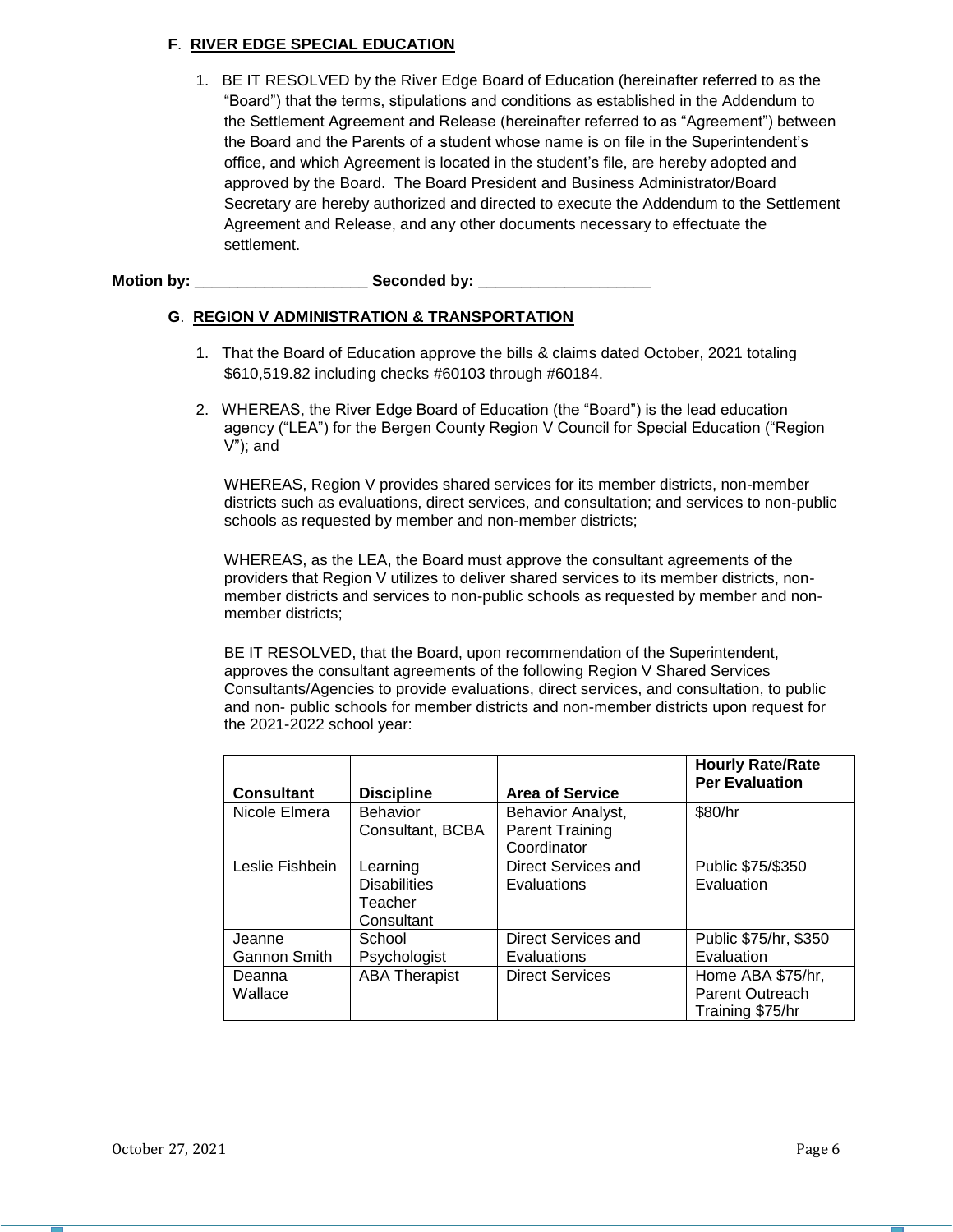### F. RIVER EDGE SPECIAL EDUCATION

1. BE IT RESOLVED by the River Edge Board of Education (hereinafter referred to as the "Board") that the terms, stipulations and conditions as established in the Addendum to the Settlement Agreement and Release (hereinafter referred to as "Agreement") between the Board and the Parents of a student whose name is on file in the Superintendent's office, and which Agreement is located in the student's file, are hereby adopted and approved by the Board. The Board President and Business Administrator/Board Secretary are hereby authorized and directed to execute the Addendum to the Settlement Agreement and Release, and any other documents necessary to effectuate the settlement.

**Motion by:** ____________________ **Seconded by:** ____________________

### G. REGION V ADMINISTRATION & TRANSPORTATION

1. That the Board of Education approve the bills & claims dated October, 2021 totaling $610,519.82 including checks #60103 through #60184.

2. WHEREAS, the River Edge Board of Education (the "Board") is the lead education agency ("LEA") for the Bergen County Region V Council for Special Education ("Region V"); and

   WHEREAS, Region V provides shared services for its member districts, non-member districts such as evaluations, direct services, and consultation; and services to non-public schools as requested by member and non-member districts;

   WHEREAS, as the LEA, the Board must approve the consultant agreements of the providers that Region V utilizes to deliver shared services to its member districts, non-member districts and services to non-public schools as requested by member and non-member districts;

   BE IT RESOLVED, that the Board, upon recommendation of the Superintendent, approves the consultant agreements of the following Region V Shared Services Consultants/Agencies to provide evaluations, direct services, and consultation, to public and non- public schools for member districts and non-member districts upon request for the 2021-2022 school year:

| Consultant | Discipline | Area of Service | Hourly Rate/Rate Per Evaluation |
|---|---|---|---|
| Nicole Elmera | Behavior Consultant, BCBA | Behavior Analyst, Parent Training Coordinator | $80/hr |
| Leslie Fishbein | Learning Disabilities Teacher Consultant | Direct Services and Evaluations | Public $75/$350 Evaluation |
| Jeanne Gannon Smith | School Psychologist | Direct Services and Evaluations | Public $75/hr, $350 Evaluation |
| Deanna Wallace | ABA Therapist | Direct Services | Home ABA $75/hr, Parent Outreach Training $75/hr |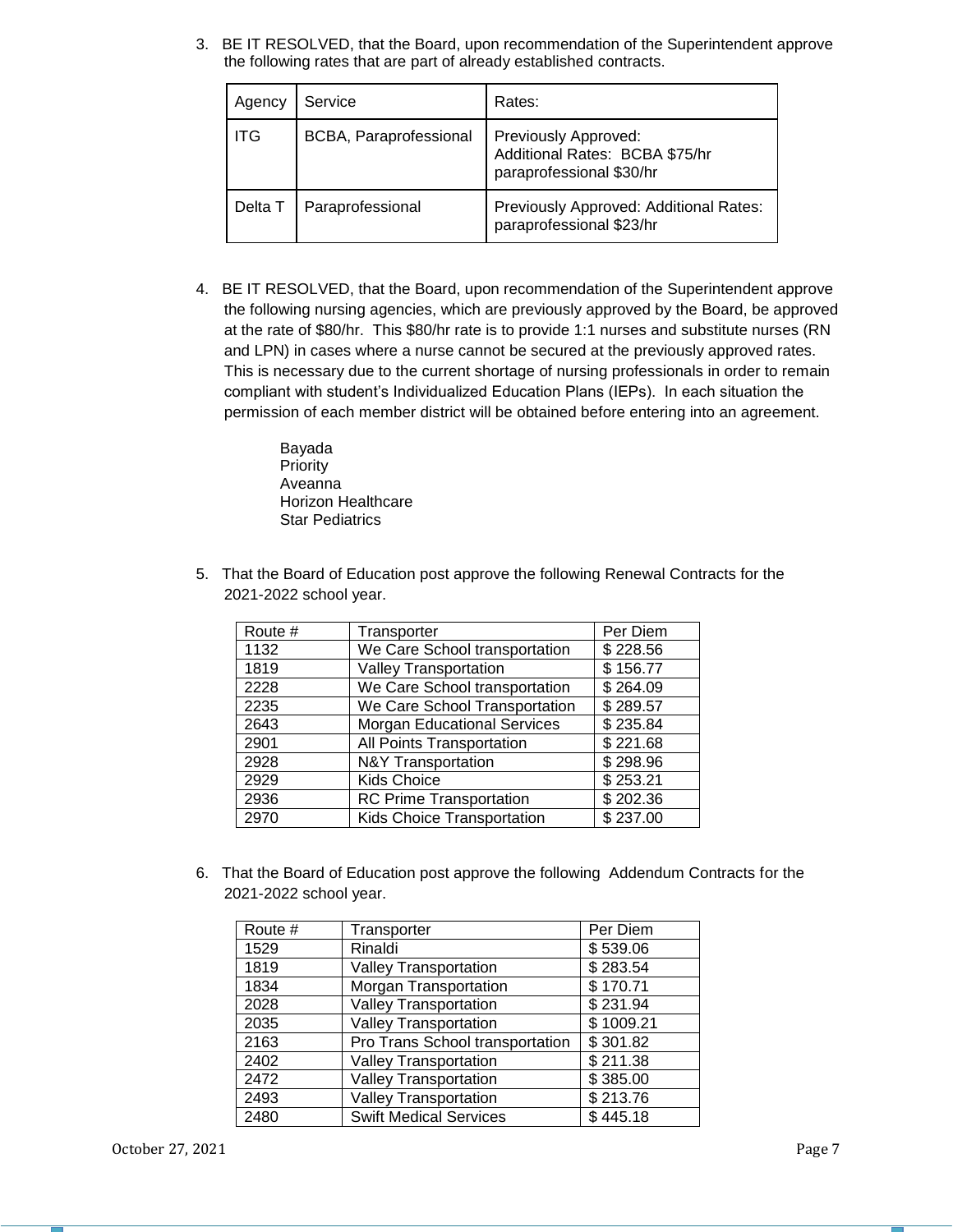3. BE IT RESOLVED, that the Board, upon recommendation of the Superintendent approve the following rates that are part of already established contracts.

| Agency | Service | Rates: |
|---|---|---|
| ITG | BCBA, Paraprofessional | Previously Approved: Additional Rates: BCBA $75/hr paraprofessional $30/hr |
| Delta T | Paraprofessional | Previously Approved: Additional Rates: paraprofessional $23/hr |

4. BE IT RESOLVED, that the Board, upon recommendation of the Superintendent approve the following nursing agencies, which are previously approved by the Board, be approved at the rate of $80/hr. This $80/hr rate is to provide 1:1 nurses and substitute nurses (RN and LPN) in cases where a nurse cannot be secured at the previously approved rates. This is necessary due to the current shortage of nursing professionals in order to remain compliant with student's Individualized Education Plans (IEPs). In each situation the permission of each member district will be obtained before entering into an agreement.

   Bayada
   Priority
   Aveanna
   Horizon Healthcare
   Star Pediatrics

5. That the Board of Education post approve the following Renewal Contracts for the 2021-2022 school year.

| Route # | Transporter | Per Diem |
|---|---|---|
| 1132 | We Care School transportation | $ 228.56 |
| 1819 | Valley Transportation | $ 156.77 |
| 2228 | We Care School transportation | $ 264.09 |
| 2235 | We Care School Transportation | $ 289.57 |
| 2643 | Morgan Educational Services | $ 235.84 |
| 2901 | All Points Transportation | $ 221.68 |
| 2928 | N&Y Transportation | $ 298.96 |
| 2929 | Kids Choice | $ 253.21 |
| 2936 | RC Prime Transportation | $ 202.36 |
| 2970 | Kids Choice Transportation | $ 237.00 |

6. That the Board of Education post approve the following Addendum Contracts for the 2021-2022 school year.

| Route # | Transporter | Per Diem |
|---|---|---|
| 1529 | Rinaldi | $ 539.06 |
| 1819 | Valley Transportation | $ 283.54 |
| 1834 | Morgan Transportation | $ 170.71 |
| 2028 | Valley Transportation | $ 231.94 |
| 2035 | Valley Transportation | $ 1009.21 |
| 2163 | Pro Trans School transportation | $ 301.82 |
| 2402 | Valley Transportation | $ 211.38 |
| 2472 | Valley Transportation | $ 385.00 |
| 2493 | Valley Transportation | $ 213.76 |
| 2480 | Swift Medical Services | $ 445.18 |

October 27, 2021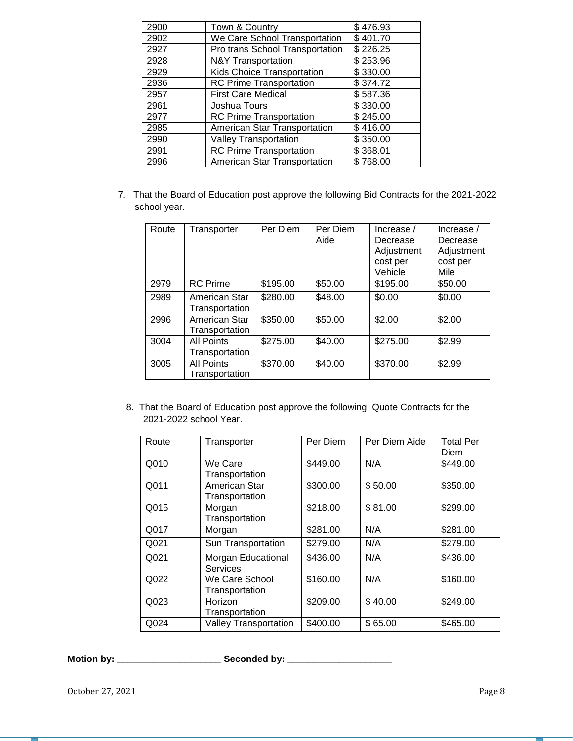| 2900 | Town & Country | $ 476.93 |
|---|---|---|
| 2902 | We Care School Transportation | $ 401.70 |
| 2927 | Pro trans School Transportation | $ 226.25 |
| 2928 | N&Y Transportation | $ 253.96 |
| 2929 | Kids Choice Transportation | $ 330.00 |
| 2936 | RC Prime Transportation | $ 374.72 |
| 2957 | First Care Medical | $ 587.36 |
| 2961 | Joshua Tours | $ 330.00 |
| 2977 | RC Prime Transportation | $ 245.00 |
| 2985 | American Star Transportation | $ 416.00 |
| 2990 | Valley Transportation | $ 350.00 |
| 2991 | RC Prime Transportation | $ 368.01 |
| 2996 | American Star Transportation | $ 768.00 |

7. That the Board of Education post approve the following Bid Contracts for the 2021-2022 school year.

| Route | Transporter | Per Diem | Per Diem Aide | Increase / Decrease Adjustment cost per Vehicle | Increase / Decrease Adjustment cost per Mile |
|---|---|---|---|---|---|
| 2979 | RC Prime | $195.00 | $50.00 | $195.00 | $50.00 |
| 2989 | American Star Transportation | $280.00 | $48.00 | $0.00 | $0.00 |
| 2996 | American Star Transportation | $350.00 | $50.00 | $2.00 | $2.00 |
| 3004 | All Points Transportation | $275.00 | $40.00 | $275.00 | $2.99 |
| 3005 | All Points Transportation | $370.00 | $40.00 | $370.00 | $2.99 |

8. That the Board of Education post approve the following Quote Contracts for the 2021-2022 school Year.

| Route | Transporter | Per Diem | Per Diem Aide | Total Per Diem |
|---|---|---|---|---|
| Q010 | We Care Transportation | $449.00 | N/A | $449.00 |
| Q011 | American Star Transportation | $300.00 | $ 50.00 | $350.00 |
| Q015 | Morgan Transportation | $218.00 | $ 81.00 | $299.00 |
| Q017 | Morgan | $281.00 | N/A | $281.00 |
| Q021 | Sun Transportation | $279.00 | N/A | $279.00 |
| Q021 | Morgan Educational Services | $436.00 | N/A | $436.00 |
| Q022 | We Care School Transportation | $160.00 | N/A | $160.00 |
| Q023 | Horizon Transportation | $209.00 | $ 40.00 | $249.00 |
| Q024 | Valley Transportation | $400.00 | $ 65.00 | $465.00 |

**Motion by:** ____________________ **Seconded by:** ____________________

October 27, 2021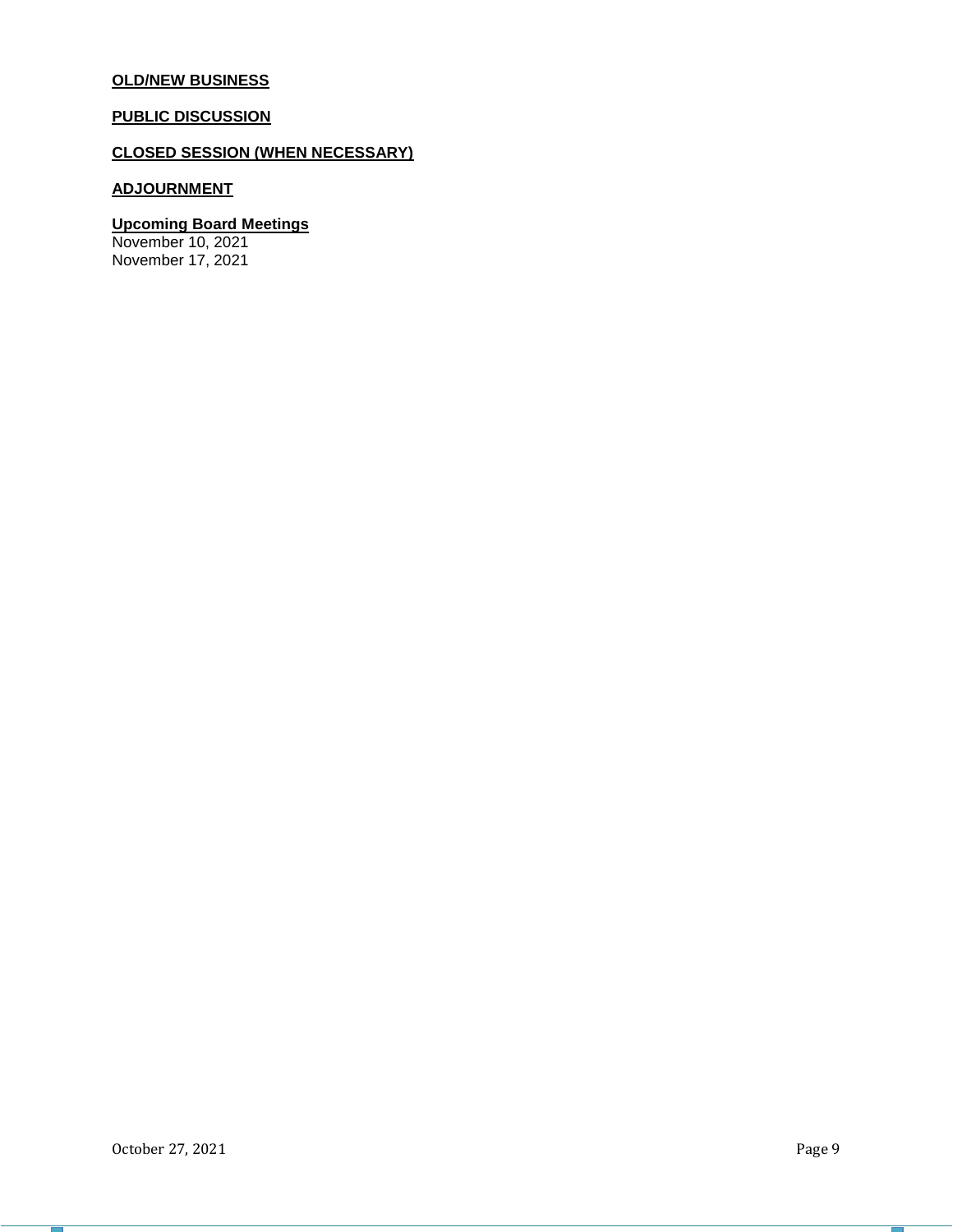**OLD/NEW BUSINESS**

**PUBLIC DISCUSSION**

**CLOSED SESSION (WHEN NECESSARY)**

**ADJOURNMENT**

**Upcoming Board Meetings**
November 10, 2021
November 17, 2021